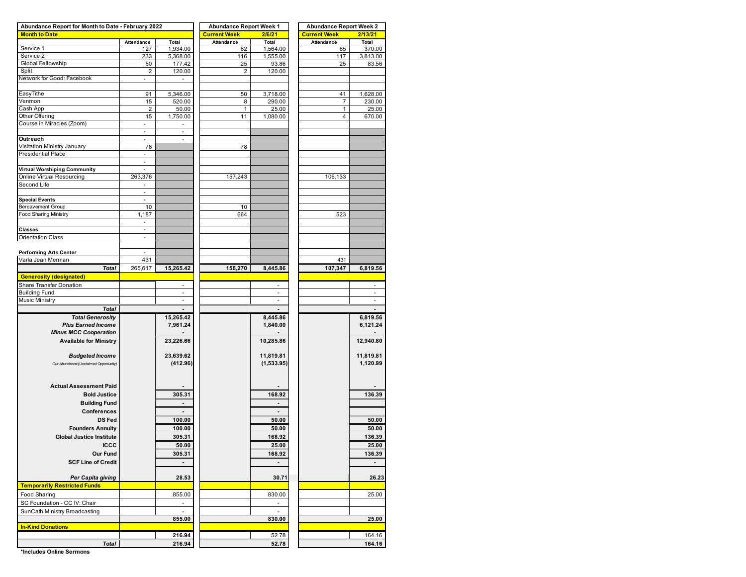| Abundance Report for Month to Date - February 2022 | | | Abundance Report Week 1 | | Abundance Report Week 2 | |
|---|---|---|---|---|---|---|
| **Month to Date** | | | **Current Week** | **2/6/21** | **Current Week** | **2/13/21** |
| | Attendance | Total | Attendance | Total | Attendance | Total |
| Service 1 | 127 | 1,934.00 | 62 | 1,564.00 | 65 | 370.00 |
| Service 2 | 233 | 5,368.00 | 116 | 1,555.00 | 117 | 3,813.00 |
| Global Fellowship | 50 | 177.42 | 25 | 93.86 | 25 | 83.56 |
| Split | 2 | 120.00 | 2 | 120.00 | | |
| Network for Good: Facebook | - | - | | | | |
| | | | | | | |
| EasyTithe | 91 | 5,346.00 | 50 | 3,718.00 | 41 | 1,628.00 |
| Venmon | 15 | 520.00 | 8 | 290.00 | 7 | 230.00 |
| Cash App | 2 | 50.00 | 1 | 25.00 | 1 | 25.00 |
| Other Offering | 15 | 1,750.00 | 11 | 1,080.00 | 4 | 670.00 |
| Course in Miracles (Zoom) | - | - | | | | |
| | - | - | | | | |
| **Outreach** | - | - | | | | |
| Visitation Ministry January | 78 | | 78 | | | |
| Presidential Place | - | | | | | |
| | - | | | | | |
| **Virtual Worshiping Community** | - | | | | | |
| Online Virtual Resourcing | 263,376 | | 157,243 | | 106,133 | |
| Second Life | - | | | | | |
| | - | | | | | |
| **Special Events** | - | | | | | |
| Bereavement Group | 10 | | 10 | | | |
| Food Sharing Ministry | 1,187 | | 664 | | 523 | |
| | - | | | | | |
| **Classes** | - | | | | | |
| Orientation Class | - | | | | | |
| | | | | | | |
| **Performing Arts Center** | - | | | | | |
| Varla Jean Merman | 431 | | | | 431 | |
| ***Total*** | 265,617 | **15,265.42** | **158,270** | **8,445.86** | **107,347** | **6,819.56** |
| **Generosity (designated)** | | | | | | |
| Share Transfer Donation | | - | | - | | - |
| Building Fund | | - | | - | | - |
| Music Ministry | | - | | - | | - |
| ***Total*** | | - | | - | | - |
| ***Total Generosity*** | | **15,265.42** | | **8,445.86** | | **6,819.56** |
| ***Plus Earned Income*** | | **7,961.24** | | **1,840.00** | | **6,121.24** |
| ***Minus MCC Cooperation*** | | **-** | | **-** | | **-** |
| **Available for Ministry** | | **23,226.66** | | **10,285.86** | | **12,940.80** |
| | | | | | | |
| ***Budgeted Income*** | | **23,639.62** | | **11,819.81** | | **11,819.81** |
| *Our Abundance/(Unclaimed Opportunity)* | | **(412.96)** | | **(1,533.95)** | | **1,120.99** |
| | | | | | | |
| **Actual Assessment Paid** | | **-** | | **-** | | **-** |
| **Bold Justice** | | **305.31** | | **168.92** | | **136.39** |
| **Building Fund** | | **-** | | **-** | | |
| **Conferences** | | **-** | | **-** | | |
| **DS Fed** | | **100.00** | | **50.00** | | **50.00** |
| **Founders Annuity** | | **100.00** | | **50.00** | | **50.00** |
| **Global Justice Institute** | | **305.31** | | **168.92** | | **136.39** |
| **ICCC** | | **50.00** | | **25.00** | | **25.00** |
| **Our Fund** | | **305.31** | | **168.92** | | **136.39** |
| **SCF Line of Credit** | | **-** | | **-** | | **-** |
| | | | | | | |
| ***Per Capita giving*** | | **28.53** | | **30.71** | | **26.23** |
| **Temporarily Restricted Funds** | | | | | | |
| Food Sharing | | 855.00 | | 830.00 | | 25.00 |
| SC Foundation - CC IV: Chair | | - | | - | | |
| SunCath Ministry Broadcasting | | - | | - | | |
| | | **855.00** | | **830.00** | | **25.00** |
| **In-Kind Donations** | | | | | | |
| | | **216.94** | | 52.78 | | 164.16 |
| ***Total*** | | **216.94** | | **52.78** | | **164.16** |

**\*Includes Online Sermons**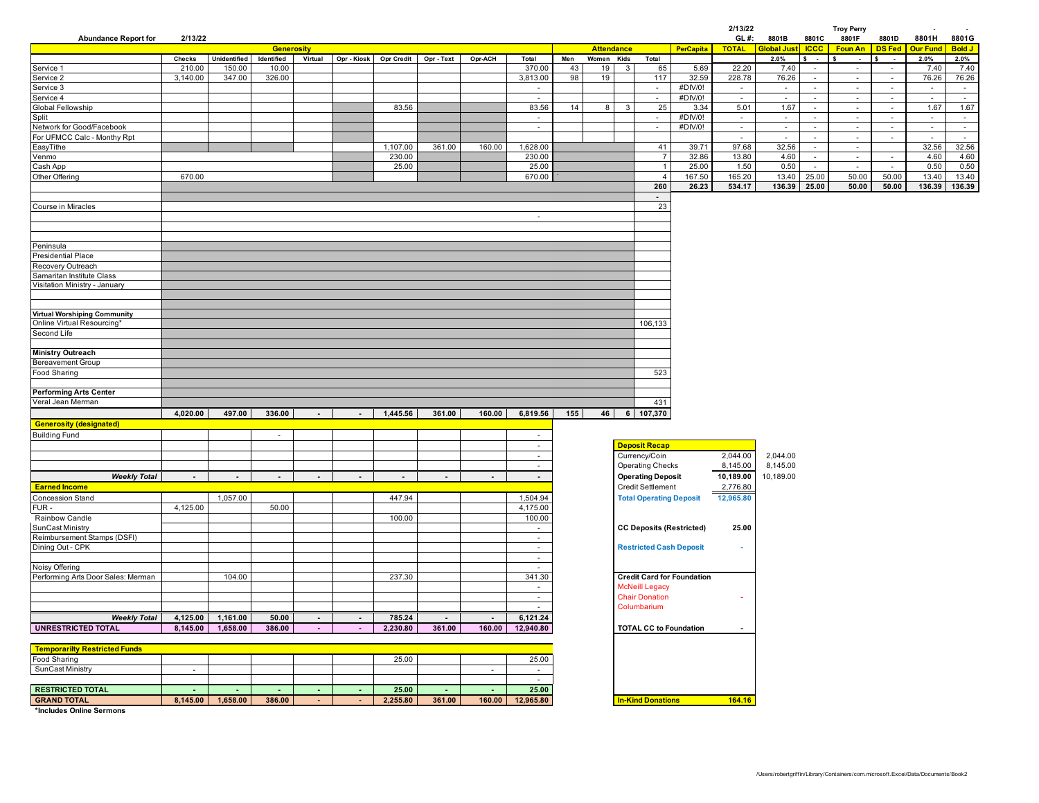| Abundance Report for | 2/13/22 | | | | | | | | | | | | | | 2/13/22 GL #: | 8801B | 8801C | Troy Perry 8801F | 8801D | - 8801H | - 8801G |
|---|---|---|---|---|---|---|---|---|---|---|---|---|---|---|---|---|---|---|---|---|---|
| | Generosity | | | | | | | | Attendance | | | | PerCapita | TOTAL | Global Just | ICCC | Foun An | DS Fed | Our Fund | Bold J |
| | Checks | Unidentified | Identified | Virtual | Opr - Kiosk | Opr Credit | Opr - Text | Opr-ACH | Total | Men | Women | Kids | Total | | | 2.0% | $ - | $ - | $ - | 2.0% | 2.0% |
| Service 1 | 210.00 | 150.00 | 10.00 | | | | | | 370.00 | 43 | 19 | 3 | 65 | 5.69 | 22.20 | 7.40 | - | - | - | 7.40 | 7.40 |
| Service 2 | 3,140.00 | 347.00 | 326.00 | | | | | | 3,813.00 | 98 | 19 | | 117 | 32.59 | 228.78 | 76.26 | - | - | - | 76.26 | 76.26 |
| Service 3 | | | | | | | | | - | | | | - | #DIV/0! | - | - | - | - | - | - | - |
| Service 4 | | | | | | | | | - | | | | - | #DIV/0! | - | - | - | - | - | - | - |
| Global Fellowship | | | | | | 83.56 | | | 83.56 | 14 | 8 | 3 | 25 | 3.34 | 5.01 | 1.67 | - | - | - | 1.67 | 1.67 |
| Split | | | | | | | | | - | | | | - | #DIV/0! | - | - | - | - | - | - | - |
| Network for Good/Facebook | | | | | | | | | - | | | | - | #DIV/0! | - | - | - | - | - | - | - |
| For UFMCC Calc - Monthy Rpt | | | | | | | | | | | | | | | - | - | - | - | - | - | - |
| EasyTithe | | | | | | 1,107.00 | 361.00 | 160.00 | 1,628.00 | | | | 41 | 39.71 | 97.68 | 32.56 | - | - | | 32.56 | 32.56 |
| Venmo | | | | | | 230.00 | | | 230.00 | | | | 7 | 32.86 | 13.80 | 4.60 | - | - | - | 4.60 | 4.60 |
| Cash App | | | | | | 25.00 | | | 25.00 | | | | 1 | 25.00 | 1.50 | 0.50 | - | - | - | 0.50 | 0.50 |
| Other Offering | 670.00 | | | | | | | | 670.00 | | | | 4 | 167.50 | 165.20 | 13.40 | 25.00 | 50.00 | 50.00 | 13.40 | 13.40 |
| | | | | | | | | | | | | | 260 | 26.23 | 534.17 | 136.39 | 25.00 | 50.00 | 50.00 | 136.39 | 136.39 |
| | | | | | | | | | | | | | - | | | | | | | | |
| Course in Miracles | | | | | | | | | | | | | 23 | | | | | | | | |
| | | | | | | | | | - | | | | | | | | | | | | |
| Peninsula | | | | | | | | | | | | | | | | | | | | | |
| Presidential Place | | | | | | | | | | | | | | | | | | | | | |
| Recovery Outreach | | | | | | | | | | | | | | | | | | | | | |
| Samaritan Institute Class | | | | | | | | | | | | | | | | | | | | | |
| Visitation Ministry - January | | | | | | | | | | | | | | | | | | | | | |
| **Virtual Worshiping Community** | | | | | | | | | | | | | | | | | | | | | |
| Online Virtual Resourcing* | | | | | | | | | | | | | 106,133 | | | | | | | | |
| Second Life | | | | | | | | | | | | | | | | | | | | | |
| **Ministry Outreach** | | | | | | | | | | | | | | | | | | | | | |
| Bereavement Group | | | | | | | | | | | | | | | | | | | | | |
| Food Sharing | | | | | | | | | | | | | 523 | | | | | | | | |
| **Performing Arts Center** | | | | | | | | | | | | | | | | | | | | | |
| Veral Jean Merman | | | | | | | | | | | | | 431 | | | | | | | | |
| | **4,020.00** | **497.00** | **336.00** | **-** | **-** | **1,445.56** | **361.00** | **160.00** | **6,819.56** | **155** | **46** | **6** | **107,370** | | | | | | | | |

| | Checks | Unidentified | Identified | Virtual | Opr - Kiosk | Opr Credit | Opr - Text | Opr-ACH | Total |
|---|---|---|---|---|---|---|---|---|---|
| **Generosity (designated)** | | | | | | | | | |
| Building Fund | | | - | | | | | | - |
| | | | | | | | | | - |
| | | | | | | | | | - |
| | | | | | | | | | - |
| ***Weekly Total*** | **-** | **-** | **-** | **-** | **-** | **-** | **-** | **-** | **-** |
| **Earned Income** | | | | | | | | | |
| Concession Stand | | 1,057.00 | | | | 447.94 | | | 1,504.94 |
| FUR - | 4,125.00 | | 50.00 | | | | | | 4,175.00 |
| Rainbow Candle | | | | | | 100.00 | | | 100.00 |
| SunCast Ministry | | | | | | | | | - |
| Reimbursement Stamps (DSFI) | | | | | | | | | - |
| Dining Out - CPK | | | | | | | | | - |
| | | | | | | | | | - |
| Noisy Offering | | | | | | | | | - |
| Performing Arts Door Sales: Merman | | 104.00 | | | | 237.30 | | | 341.30 |
| | | | | | | | | | - |
| | | | | | | | | | - |
| | | | | | | | | | - |
| ***Weekly Total*** | **4,125.00** | **1,161.00** | **50.00** | **-** | **-** | **785.24** | **-** | **-** | **6,121.24** |
| **UNRESTRICTED TOTAL** | **8,145.00** | **1,658.00** | **386.00** | **-** | **-** | **2,230.80** | **361.00** | **160.00** | **12,940.80** |
| | | | | | | | | | |
| **Temporarilty Restricted Funds** | | | | | | | | | |
| Food Sharing | | | | | | 25.00 | | | 25.00 |
| SunCast Ministry | - | | | | | | | - | - |
| | | | | | | | | | - |
| **RESTRICTED TOTAL** | **-** | **-** | **-** | **-** | **-** | **25.00** | **-** | **-** | **25.00** |
| **GRAND TOTAL** | **8,145.00** | **1,658.00** | **386.00** | **-** | **-** | **2,255.80** | **361.00** | **160.00** | **12,965.80** |

**\*Includes Online Sermons**

| **Deposit Recap** | | |
|---|---|---|
| Currency/Coin | 2,044.00 | 2,044.00 |
| Operating Checks | 8,145.00 | 8,145.00 |
| **Operating Deposit** | **10,189.00** | 10,189.00 |
| Credit Settlement | 2,776.80 | |
| **Total Operating Deposit** | **12,965.80** | |
| | | |
| **CC Deposits (Restricted)** | **25.00** | |
| | | |
| **Restricted Cash Deposit** | - | |
| | | |
| **Credit Card for Foundation** | | |
| McNeill Legacy | | |
| Chair Donation | - | |
| Columbarium | | |
| | | |
| **TOTAL CC to Foundation** | - | |
| | | |
| **In-Kind Donations** | **164.16** | |

/Users/robertgriffin/Library/Containers/com.microsoft.Excel/Data/Documents/Book2